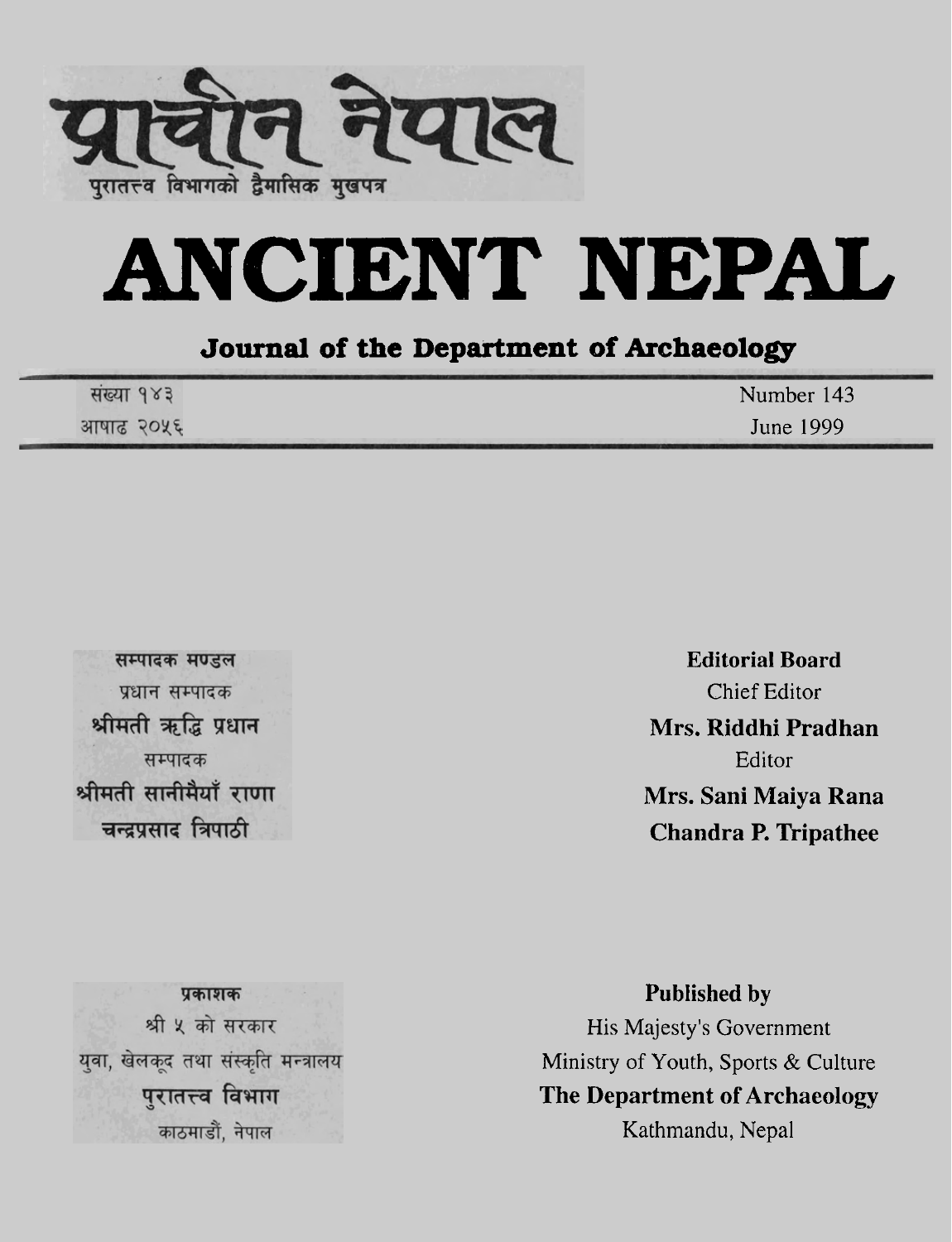# प्राचीन नेपाल

पुरातत्त्व विभागको द्वैमासिक मुखपत्र

# ANCIENT NEPAL

## Journal of the Department of Archaeology

संख्या १४३
आषाढ २०५६

Number 143
June 1999

**सम्पादक मण्डल**
प्रधान सम्पादक
**श्रीमती ऋद्धि प्रधान**
सम्पादक
**श्रीमती सानीमैयाँ राणा**
**चन्द्रप्रसाद त्रिपाठी**

**Editorial Board**
Chief Editor
**Mrs. Riddhi Pradhan**
Editor
**Mrs. Sani Maiya Rana**
**Chandra P. Tripathee**

**प्रकाशक**
श्री ५ को सरकार
युवा, खेलकूद तथा संस्कृति मन्त्रालय
**पुरातत्त्व विभाग**
काठमाडौं, नेपाल

**Published by**
His Majesty's Government
Ministry of Youth, Sports & Culture
**The Department of Archaeology**
Kathmandu, Nepal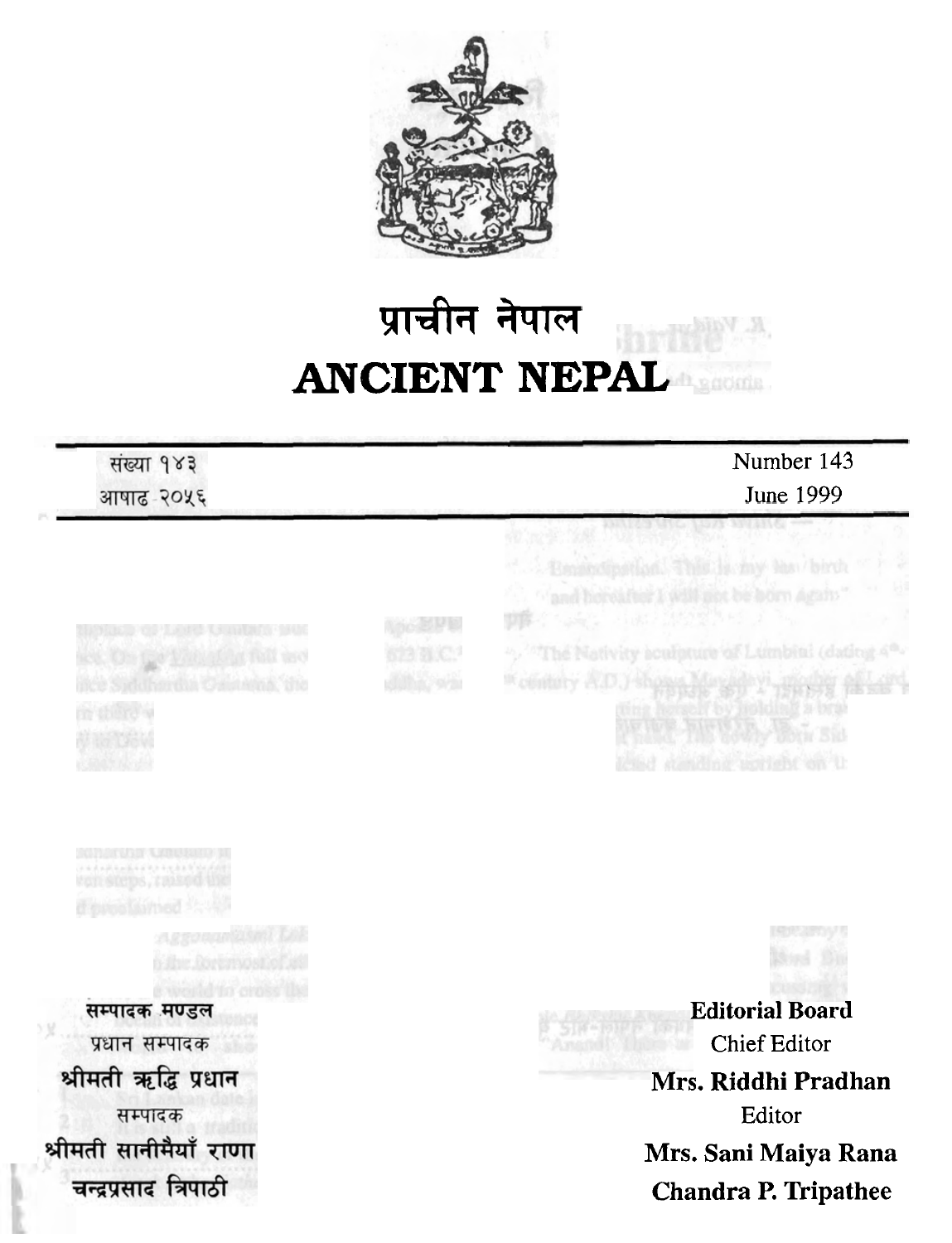# प्राचीन नेपाल
# ANCIENT NEPAL

संख्या १४३
आषाढ २०५६

Number 143
June 1999

**सम्पादक मण्डल**

प्रधान सम्पादक

**श्रीमती ऋद्धि प्रधान**

सम्पादक

**श्रीमती सानीमैयाँ राणा**

**चन्द्रप्रसाद त्रिपाठी**

**Editorial Board**

Chief Editor

**Mrs. Riddhi Pradhan**

Editor

**Mrs. Sani Maiya Rana**

**Chandra P. Tripathee**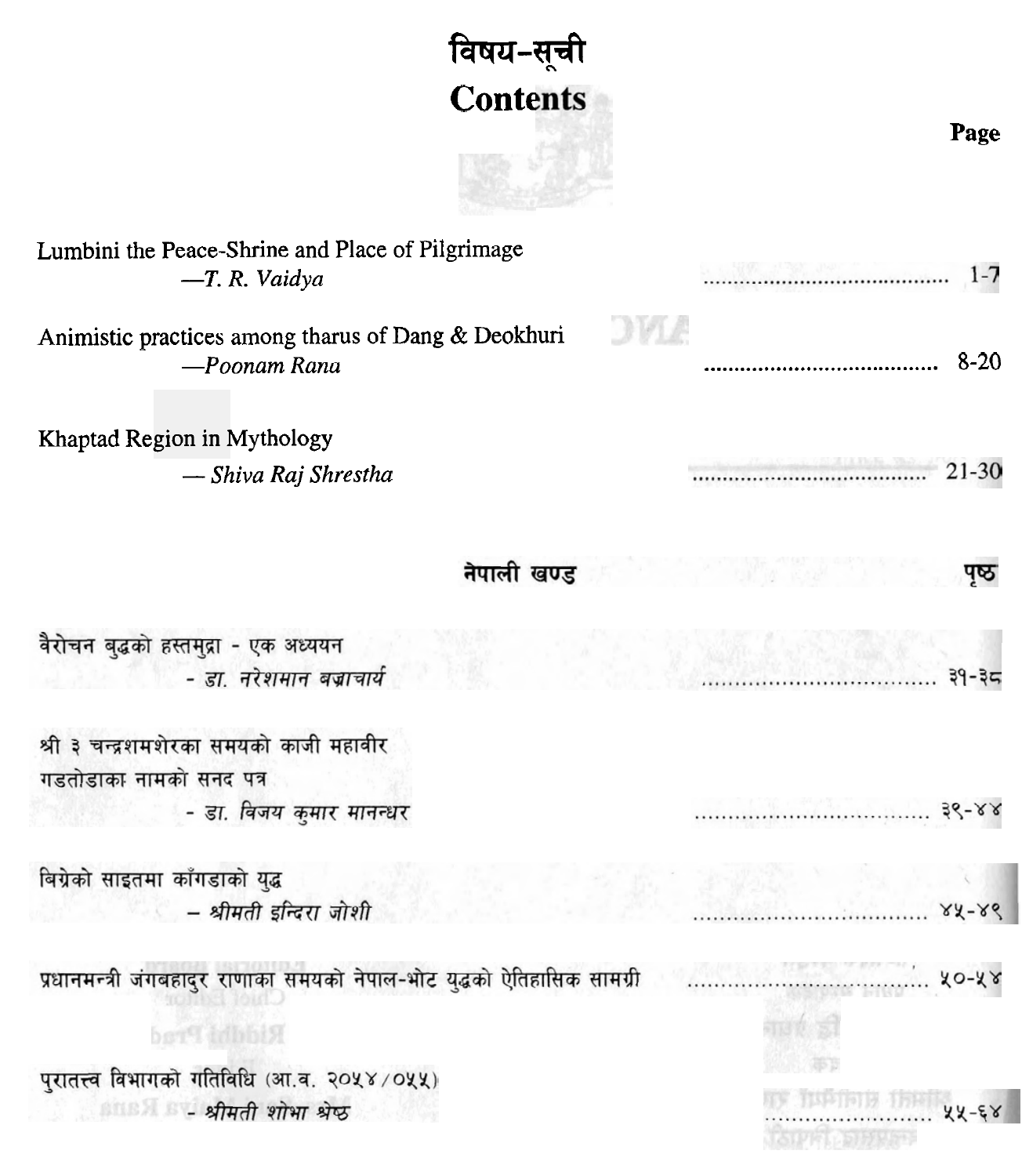# विषय-सूची

# Contents

| | Page |
|---|---|
| Lumbini the Peace-Shrine and Place of Pilgrimage<br>*—T. R. Vaidya* | 1-7 |
| Animistic practices among tharus of Dang & Deokhuri<br>*—Poonam Rana* | 8-20 |
| Khaptad Region in Mythology<br>*— Shiva Raj Shrestha* | 21-30 |

## नेपाली खण्ड

| | पृष्ठ |
|---|---|
| वैरोचन बुद्धको हस्तमुद्रा - एक अध्ययन<br>*- डा. नरेशमान बज्राचार्य* | ३१-३८ |
| श्री ३ चन्द्रशमशेरका समयको काजी महावीर गडतोडाका नामको सनद पत्र<br>*- डा. विजय कुमार मानन्धर* | ३९-४४ |
| बिग्रेको साइतमा काँगडाको युद्ध<br>*– श्रीमती इन्दिरा जोशी* | ४५-४९ |
| प्रधानमन्त्री जंगबहादुर राणाका समयको नेपाल-भोट युद्धको ऐतिहासिक सामग्री | ५०-५४ |
| पुरातत्त्व विभागको गतिविधि (आ.व. २०५४/०५५)<br>*- श्रीमती शोभा श्रेष्ठ* | ५५-६४ |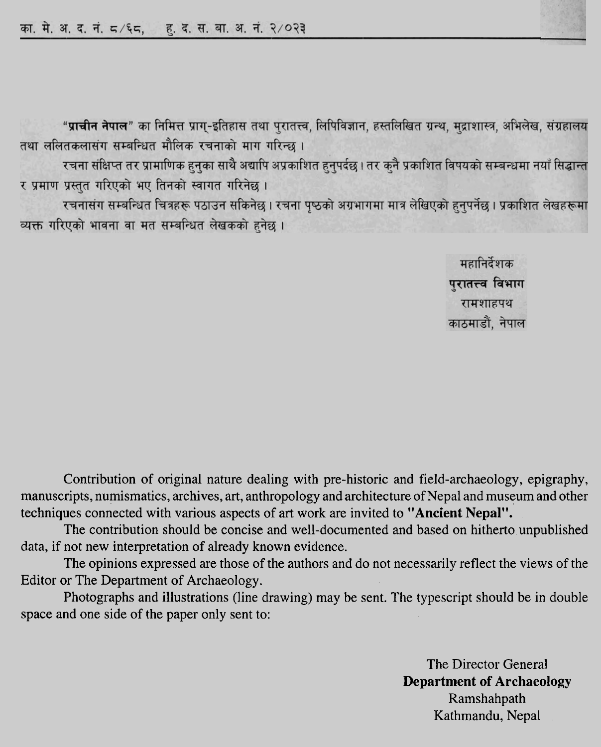का. मे. अ. द. नं. ८/६८, ह. द. स. बा. अ. नं. २/०२३

**"प्राचीन नेपाल"** का निमित्त प्राग्-इतिहास तथा पुरातत्त्व, लिपिविज्ञान, हस्तलिखित ग्रन्थ, मुद्राशास्त्र, अभिलेख, संग्रहालय तथा ललितकलासंग सम्बन्धित मौलिक रचनाको माग गरिन्छ ।

रचना संक्षिप्त तर प्रामाणिक हुनुका साथै अद्यापि अप्रकाशित हुनुपर्दछ । तर कुनै प्रकाशित विषयको सम्बन्धमा नयाँ सिद्धान्त र प्रमाण प्रस्तुत गरिएको भए तिनको स्वागत गरिनेछ ।

रचनासंग सम्बन्धित चित्रहरू पठाउन सकिनेछ । रचना पृष्ठको अग्रभागमा मात्र लेखिएको हुनुपर्नेछ । प्रकाशित लेखहरूमा व्यक्त गरिएको भावना वा मत सम्बन्धित लेखकको हुनेछ ।

महानिर्देशक
**पुरातत्त्व विभाग**
रामशाहपथ
काठमाडौं, नेपाल

Contribution of original nature dealing with pre-historic and field-archaeology, epigraphy, manuscripts, numismatics, archives, art, anthropology and architecture of Nepal and museum and other techniques connected with various aspects of art work are invited to **"Ancient Nepal".**

The contribution should be concise and well-documented and based on hitherto unpublished data, if not new interpretation of already known evidence.

The opinions expressed are those of the authors and do not necessarily reflect the views of the Editor or The Department of Archaeology.

Photographs and illustrations (line drawing) may be sent. The typescript should be in double space and one side of the paper only sent to:

The Director General
**Department of Archaeology**
Ramshahpath
Kathmandu, Nepal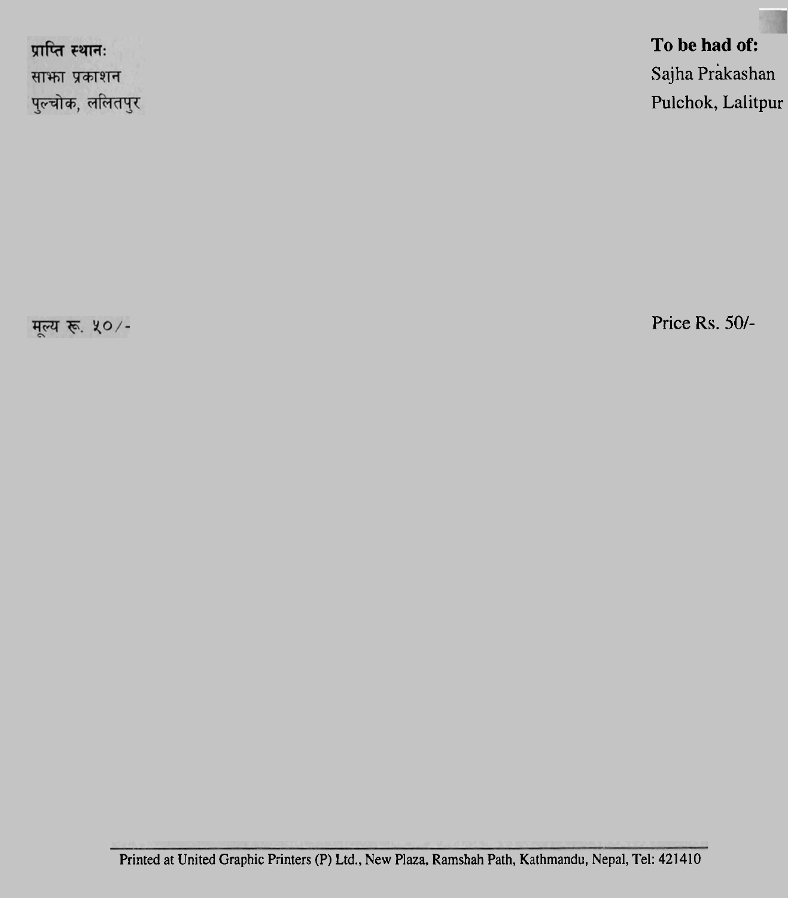**प्राप्ति स्थानः**
साझा प्रकाशन
पुल्चोक, ललितपुर

**To be had of:**
Sajha Prakashan
Pulchok, Lalitpur

मूल्य रू. ५०/-

Price Rs. 50/-

Printed at United Graphic Printers (P) Ltd., New Plaza, Ramshah Path, Kathmandu, Nepal, Tel: 421410